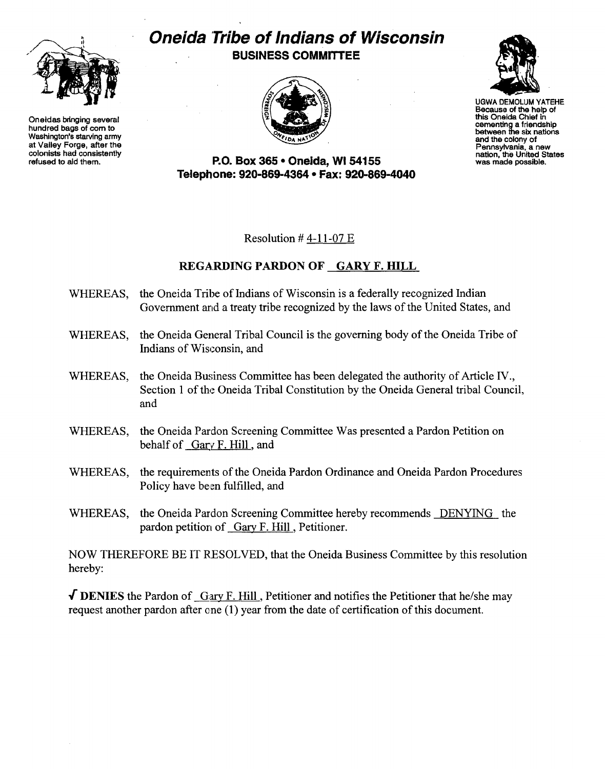Oneidas bringing several hundred bags of corn to Washington's starving army at Valley Forge, after the colonists had consistently refused to aid them.

# Oneida Tribe of Indians of Wisconsin

## BUSINESS COMMITTEE

**P.O. Box 365 • Oneida, WI 54155**
**Telephone: 920-869-4364 • Fax: 920-869-4040**

UGWA DEMOLUM YATEHE
Because of the help of this Oneida Chief in cementing a friendship between the six nations and the colony of Pennsylvania, a new nation, the United States was made possible.

Resolution # 4-11-07 E

**REGARDING PARDON OF GARY F. HILL**

WHEREAS, the Oneida Tribe of Indians of Wisconsin is a federally recognized Indian Government and a treaty tribe recognized by the laws of the United States, and

WHEREAS, the Oneida General Tribal Council is the governing body of the Oneida Tribe of Indians of Wisconsin, and

WHEREAS, the Oneida Business Committee has been delegated the authority of Article IV., Section 1 of the Oneida Tribal Constitution by the Oneida General tribal Council, and

WHEREAS, the Oneida Pardon Screening Committee Was presented a Pardon Petition on behalf of Gary F. Hill, and

WHEREAS, the requirements of the Oneida Pardon Ordinance and Oneida Pardon Procedures Policy have been fulfilled, and

WHEREAS, the Oneida Pardon Screening Committee hereby recommends DENYING the pardon petition of Gary F. Hill, Petitioner.

NOW THEREFORE BE IT RESOLVED, that the Oneida Business Committee by this resolution hereby:

√ **DENIES** the Pardon of Gary F. Hill, Petitioner and notifies the Petitioner that he/she may request another pardon after one (1) year from the date of certification of this document.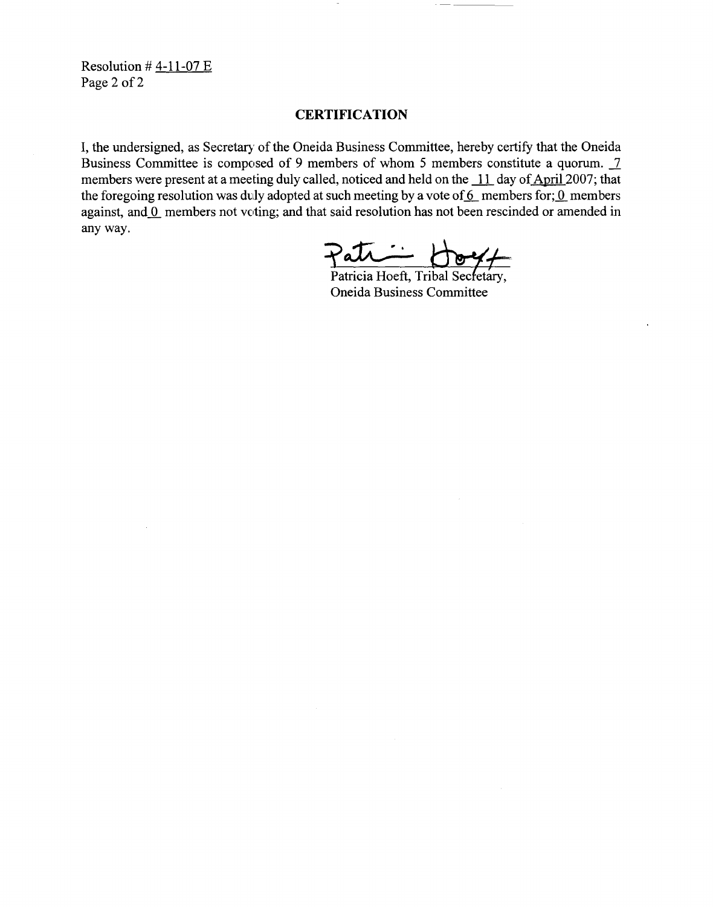Resolution # 4-11-07 E
Page 2 of 2

## CERTIFICATION

I, the undersigned, as Secretary of the Oneida Business Committee, hereby certify that the Oneida Business Committee is composed of 9 members of whom 5 members constitute a quorum. 7 members were present at a meeting duly called, noticed and held on the 11 day of April 2007; that the foregoing resolution was duly adopted at such meeting by a vote of 6 members for; 0 members against, and 0 members not voting; and that said resolution has not been rescinded or amended in any way.

Patricia Hoeft, Tribal Secretary,
Oneida Business Committee